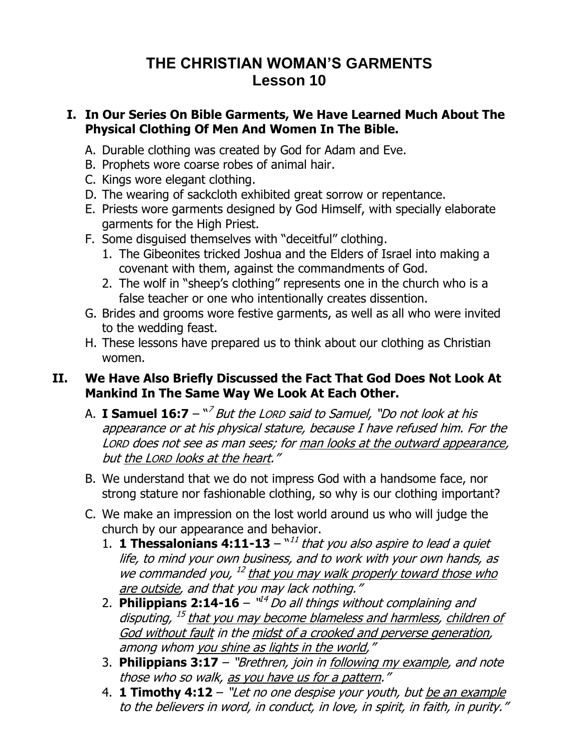# THE CHRISTIAN WOMAN'S GARMENTS
## Lesson 10

### I. In Our Series On Bible Garments, We Have Learned Much About The Physical Clothing Of Men And Women In The Bible.

A. Durable clothing was created by God for Adam and Eve.

B. Prophets wore coarse robes of animal hair.

C. Kings wore elegant clothing.

D. The wearing of sackcloth exhibited great sorrow or repentance.

E. Priests wore garments designed by God Himself, with specially elaborate garments for the High Priest.

F. Some disguised themselves with "deceitful" clothing.

1. The Gibeonites tricked Joshua and the Elders of Israel into making a covenant with them, against the commandments of God.
2. The wolf in "sheep's clothing" represents one in the church who is a false teacher or one who intentionally creates dissention.

G. Brides and grooms wore festive garments, as well as all who were invited to the wedding feast.

H. These lessons have prepared us to think about our clothing as Christian women.

### II. We Have Also Briefly Discussed the Fact That God Does Not Look At Mankind In The Same Way We Look At Each Other.

A. **I Samuel 16:7** – "[7] *But the LORD said to Samuel, "Do not look at his appearance or at his physical stature, because I have refused him. For the LORD does not see as man sees; for <u>man looks at the outward appearance</u>, but <u>the LORD looks at the heart</u>."*

B. We understand that we do not impress God with a handsome face, nor strong stature nor fashionable clothing, so why is our clothing important?

C. We make an impression on the lost world around us who will judge the church by our appearance and behavior.

1. **1 Thessalonians 4:11-13** – "[11] *that you also aspire to lead a quiet life, to mind your own business, and to work with your own hands, as we commanded you,* [12] *<u>that you may walk properly toward those who are outside</u>, and that you may lack nothing."*
2. **Philippians 2:14-16** – "[14] *Do all things without complaining and disputing,* [15] *<u>that you may become blameless and harmless</u>, <u>children of God without fault</u> in the <u>midst of a crooked and perverse generation</u>, among whom <u>you shine as lights in the world</u>,"*
3. **Philippians 3:17** – *"Brethren, join in <u>following my example</u>, and note those who so walk, <u>as you have us for a pattern</u>."*
4. **1 Timothy 4:12** – *"Let no one despise your youth, but <u>be an example</u> to the believers in word, in conduct, in love, in spirit, in faith, in purity."*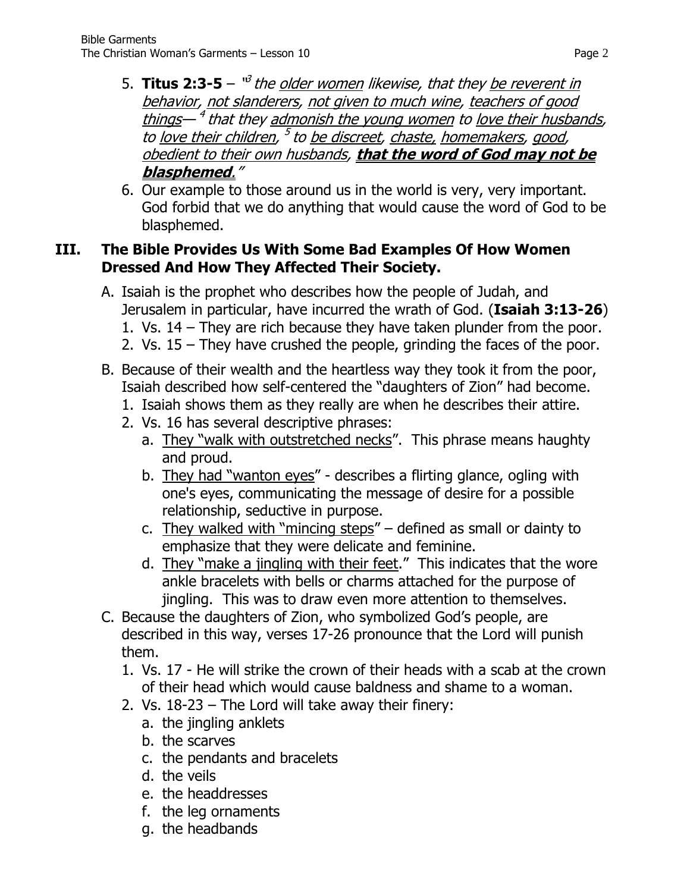5. **Titus 2:3-5** – "[3] *the* <u>*older women*</u> *likewise, that they* <u>*be reverent in behavior*</u>*,* <u>*not slanderers*</u>*,* <u>*not given to much wine*</u>*,* <u>*teachers of good things*</u>*— [4] that they* <u>*admonish the young women*</u> *to* <u>*love their husbands*</u>*, to* <u>*love their children*</u>*, [5] to* <u>*be discreet*</u>*,* <u>*chaste,*</u> <u>*homemakers*</u>*,* <u>*good*</u>*,* <u>*obedient to their own husbands*</u>*,* <u>***that the word of God may not be blasphemed***</u>*."*
6. Our example to those around us in the world is very, very important. God forbid that we do anything that would cause the word of God to be blasphemed.

## III. The Bible Provides Us With Some Bad Examples Of How Women Dressed And How They Affected Their Society.

A. Isaiah is the prophet who describes how the people of Judah, and Jerusalem in particular, have incurred the wrath of God. (**Isaiah 3:13-26**)
   1. Vs. 14 – They are rich because they have taken plunder from the poor.
   2. Vs. 15 – They have crushed the people, grinding the faces of the poor.

B. Because of their wealth and the heartless way they took it from the poor, Isaiah described how self-centered the "daughters of Zion" had become.
   1. Isaiah shows them as they really are when he describes their attire.
   2. Vs. 16 has several descriptive phrases:
      a. <u>They "walk with outstretched necks</u>". This phrase means haughty and proud.
      b. <u>They had "wanton eyes</u>" - describes a flirting glance, ogling with one's eyes, communicating the message of desire for a possible relationship, seductive in purpose.
      c. <u>They walked with "mincing steps</u>" – defined as small or dainty to emphasize that they were delicate and feminine.
      d. <u>They "make a jingling with their feet</u>." This indicates that the wore ankle bracelets with bells or charms attached for the purpose of jingling. This was to draw even more attention to themselves.

C. Because the daughters of Zion, who symbolized God's people, are described in this way, verses 17-26 pronounce that the Lord will punish them.
   1. Vs. 17 - He will strike the crown of their heads with a scab at the crown of their head which would cause baldness and shame to a woman.
   2. Vs. 18-23 – The Lord will take away their finery:
      a. the jingling anklets
      b. the scarves
      c. the pendants and bracelets
      d. the veils
      e. the headdresses
      f. the leg ornaments
      g. the headbands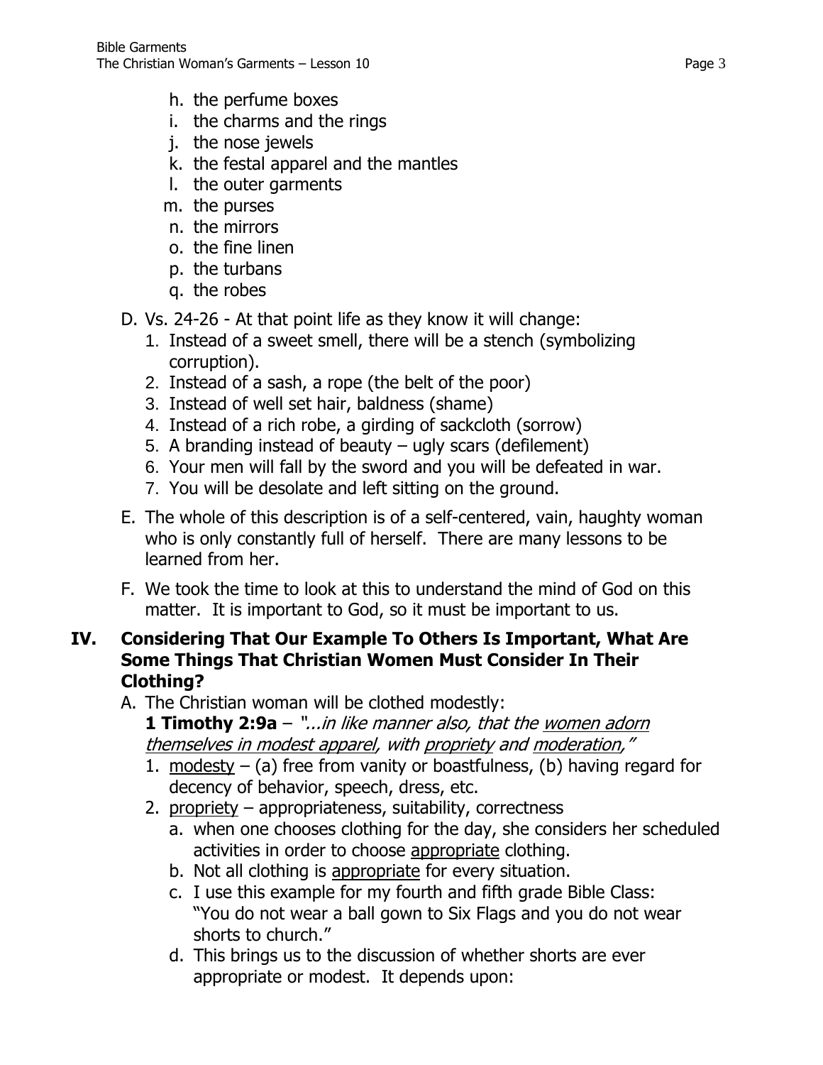h. the perfume boxes
i. the charms and the rings
j. the nose jewels
k. the festal apparel and the mantles
l. the outer garments
m. the purses
n. the mirrors
o. the fine linen
p. the turbans
q. the robes

D. Vs. 24-26 - At that point life as they know it will change:
   1. Instead of a sweet smell, there will be a stench (symbolizing corruption).
   2. Instead of a sash, a rope (the belt of the poor)
   3. Instead of well set hair, baldness (shame)
   4. Instead of a rich robe, a girding of sackcloth (sorrow)
   5. A branding instead of beauty – ugly scars (defilement)
   6. Your men will fall by the sword and you will be defeated in war.
   7. You will be desolate and left sitting on the ground.

E. The whole of this description is of a self-centered, vain, haughty woman who is only constantly full of herself. There are many lessons to be learned from her.

F. We took the time to look at this to understand the mind of God on this matter. It is important to God, so it must be important to us.

## IV. Considering That Our Example To Others Is Important, What Are Some Things That Christian Women Must Consider In Their Clothing?

A. The Christian woman will be clothed modestly:
   **1 Timothy 2:9a** – *"...in like manner also, that the <u>women adorn themselves in modest apparel</u>, with <u>propriety</u> and <u>moderation</u>,"*
   1. <u>modesty</u> – (a) free from vanity or boastfulness, (b) having regard for decency of behavior, speech, dress, etc.
   2. <u>propriety</u> – appropriateness, suitability, correctness
      a. when one chooses clothing for the day, she considers her scheduled activities in order to choose <u>appropriate</u> clothing.
      b. Not all clothing is <u>appropriate</u> for every situation.
      c. I use this example for my fourth and fifth grade Bible Class: "You do not wear a ball gown to Six Flags and you do not wear shorts to church."
      d. This brings us to the discussion of whether shorts are ever appropriate or modest. It depends upon: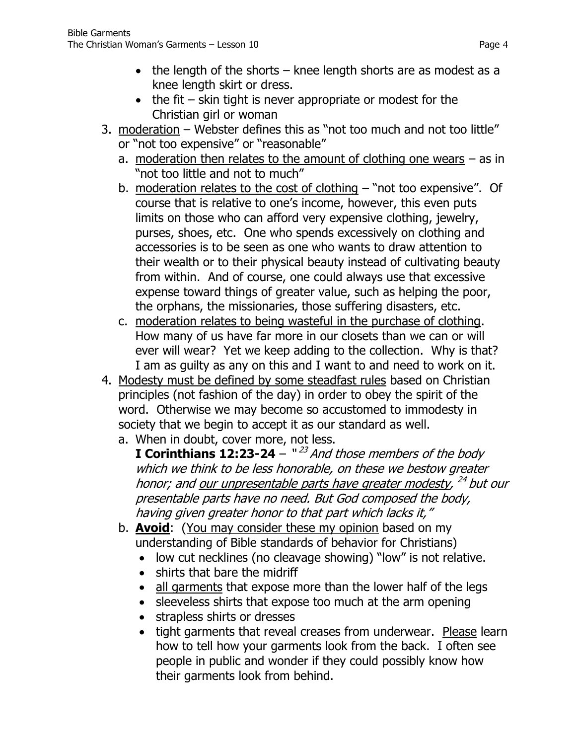- the length of the shorts – knee length shorts are as modest as a knee length skirt or dress.
- the fit – skin tight is never appropriate or modest for the Christian girl or woman

3. <u>moderation</u> – Webster defines this as "not too much and not too little" or "not too expensive" or "reasonable"
   a. <u>moderation then relates to the amount of clothing one wears</u> – as in "not too little and not to much"
   b. <u>moderation relates to the cost of clothing</u> – "not too expensive". Of course that is relative to one's income, however, this even puts limits on those who can afford very expensive clothing, jewelry, purses, shoes, etc. One who spends excessively on clothing and accessories is to be seen as one who wants to draw attention to their wealth or to their physical beauty instead of cultivating beauty from within. And of course, one could always use that excessive expense toward things of greater value, such as helping the poor, the orphans, the missionaries, those suffering disasters, etc.
   c. <u>moderation relates to being wasteful in the purchase of clothing</u>. How many of us have far more in our closets than we can or will ever will wear? Yet we keep adding to the collection. Why is that? I am as guilty as any on this and I want to and need to work on it.
4. <u>Modesty must be defined by some steadfast rules</u> based on Christian principles (not fashion of the day) in order to obey the spirit of the word. Otherwise we may become so accustomed to immodesty in society that we begin to accept it as our standard as well.
   a. When in doubt, cover more, not less.
      **I Corinthians 12:23-24** – "[23] *And those members of the body which we think to be less honorable, on these we bestow greater honor; and <u>our unpresentable parts have greater modesty</u>,* [24] *but our presentable parts have no need. But God composed the body, having given greater honor to that part which lacks it,"*
   b. **<u>Avoid</u>**: (<u>You may consider these my opinion</u> based on my understanding of Bible standards of behavior for Christians)
      - low cut necklines (no cleavage showing) "low" is not relative.
      - shirts that bare the midriff
      - <u>all garments</u> that expose more than the lower half of the legs
      - sleeveless shirts that expose too much at the arm opening
      - strapless shirts or dresses
      - tight garments that reveal creases from underwear. <u>Please</u> learn how to tell how your garments look from the back. I often see people in public and wonder if they could possibly know how their garments look from behind.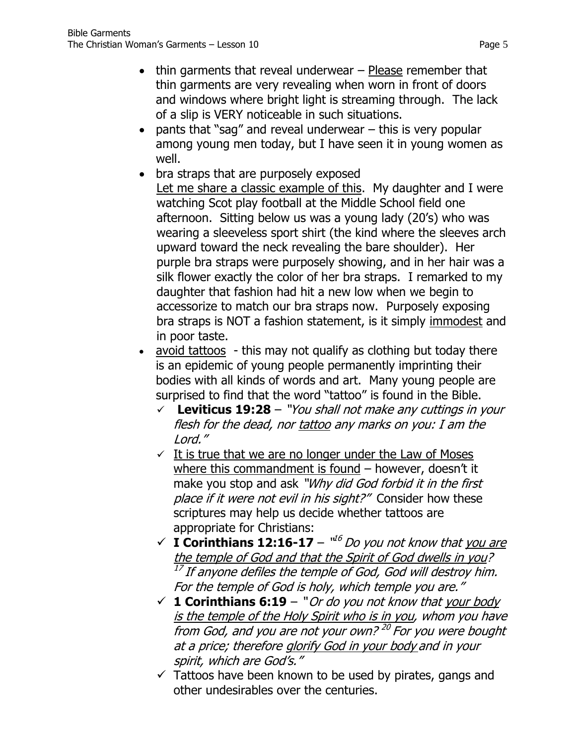- thin garments that reveal underwear – Please remember that thin garments are very revealing when worn in front of doors and windows where bright light is streaming through. The lack of a slip is VERY noticeable in such situations.
- pants that "sag" and reveal underwear – this is very popular among young men today, but I have seen it in young women as well.
- bra straps that are purposely exposed  
  Let me share a classic example of this. My daughter and I were watching Scot play football at the Middle School field one afternoon. Sitting below us was a young lady (20's) who was wearing a sleeveless sport shirt (the kind where the sleeves arch upward toward the neck revealing the bare shoulder). Her purple bra straps were purposely showing, and in her hair was a silk flower exactly the color of her bra straps. I remarked to my daughter that fashion had hit a new low when we begin to accessorize to match our bra straps now. Purposely exposing bra straps is NOT a fashion statement, is it simply immodest and in poor taste.
- avoid tattoos - this may not qualify as clothing but today there is an epidemic of young people permanently imprinting their bodies with all kinds of words and art. Many young people are surprised to find that the word "tattoo" is found in the Bible.
  - ✓ **Leviticus 19:28** – *"You shall not make any cuttings in your flesh for the dead, nor tattoo any marks on you: I am the Lord."*
  - ✓ It is true that we are no longer under the Law of Moses where this commandment is found – however, doesn't it make you stop and ask *"Why did God forbid it in the first place if it were not evil in his sight?"* Consider how these scriptures may help us decide whether tattoos are appropriate for Christians:
  - ✓ **I Corinthians 12:16-17** – *"[16] Do you not know that you are the temple of God and that the Spirit of God dwells in you? [17] If anyone defiles the temple of God, God will destroy him. For the temple of God is holy, which temple you are."*
  - ✓ **1 Corinthians 6:19** – *"Or do you not know that your body is the temple of the Holy Spirit who is in you, whom you have from God, and you are not your own? [20] For you were bought at a price; therefore glorify God in your body and in your spirit, which are God's."*
  - ✓ Tattoos have been known to be used by pirates, gangs and other undesirables over the centuries.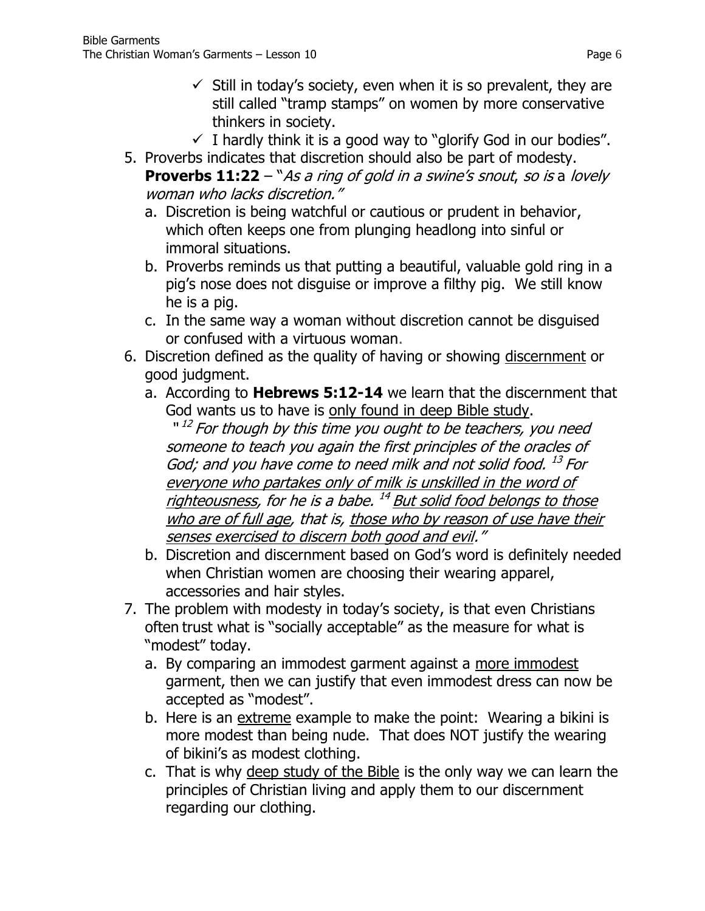- ✓ Still in today's society, even when it is so prevalent, they are still called "tramp stamps" on women by more conservative thinkers in society.
- ✓ I hardly think it is a good way to "glorify God in our bodies".

5. Proverbs indicates that discretion should also be part of modesty. **Proverbs 11:22** – "*As a ring of gold in a swine's snout, so is* a *lovely woman who lacks discretion."*
   a. Discretion is being watchful or cautious or prudent in behavior, which often keeps one from plunging headlong into sinful or immoral situations.
   b. Proverbs reminds us that putting a beautiful, valuable gold ring in a pig's nose does not disguise or improve a filthy pig. We still know he is a pig.
   c. In the same way a woman without discretion cannot be disguised or confused with a virtuous woman.
6. Discretion defined as the quality of having or showing <u>discernment</u> or good judgment.
   a. According to **Hebrews 5:12-14** we learn that the discernment that God wants us to have is <u>only found in deep Bible study</u>.
      "[12] *For though by this time you ought to be teachers, you need someone to teach you again the first principles of the oracles of God; and you have come to need milk and not solid food.* [13] *For <u>everyone who partakes only of milk is unskilled in the word of righteousness</u>, for he is a babe.* [14] *<u>But solid food belongs to those who are of full age</u>, that is, <u>those who by reason of use have their senses exercised to discern both good and evil</u>."*
   b. Discretion and discernment based on God's word is definitely needed when Christian women are choosing their wearing apparel, accessories and hair styles.
7. The problem with modesty in today's society, is that even Christians often trust what is "socially acceptable" as the measure for what is "modest" today.
   a. By comparing an immodest garment against a <u>more immodest</u> garment, then we can justify that even immodest dress can now be accepted as "modest".
   b. Here is an <u>extreme</u> example to make the point: Wearing a bikini is more modest than being nude. That does NOT justify the wearing of bikini's as modest clothing.
   c. That is why <u>deep study of the Bible</u> is the only way we can learn the principles of Christian living and apply them to our discernment regarding our clothing.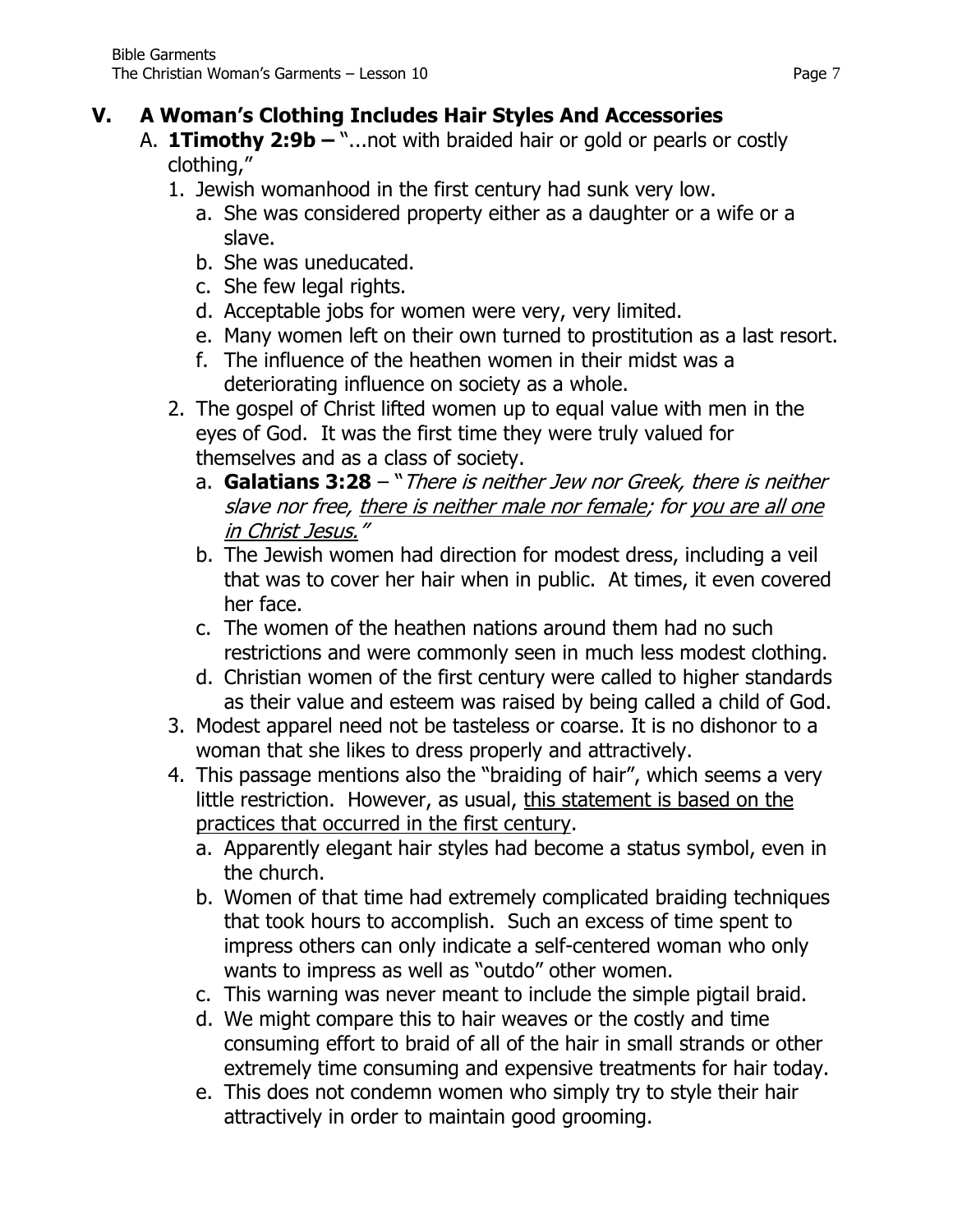## V. A Woman's Clothing Includes Hair Styles And Accessories

A. **1Timothy 2:9b –** "...not with braided hair or gold or pearls or costly clothing,"

1. Jewish womanhood in the first century had sunk very low.
   a. She was considered property either as a daughter or a wife or a slave.
   b. She was uneducated.
   c. She few legal rights.
   d. Acceptable jobs for women were very, very limited.
   e. Many women left on their own turned to prostitution as a last resort.
   f. The influence of the heathen women in their midst was a deteriorating influence on society as a whole.
2. The gospel of Christ lifted women up to equal value with men in the eyes of God. It was the first time they were truly valued for themselves and as a class of society.
   a. **Galatians 3:28** – "*There is neither Jew nor Greek, there is neither slave nor free, <u>there is neither male nor female</u>; for <u>you are all one in Christ Jesus.</u>*"
   b. The Jewish women had direction for modest dress, including a veil that was to cover her hair when in public. At times, it even covered her face.
   c. The women of the heathen nations around them had no such restrictions and were commonly seen in much less modest clothing.
   d. Christian women of the first century were called to higher standards as their value and esteem was raised by being called a child of God.
3. Modest apparel need not be tasteless or coarse. It is no dishonor to a woman that she likes to dress properly and attractively.
4. This passage mentions also the "braiding of hair", which seems a very little restriction. However, as usual, <u>this statement is based on the practices that occurred in the first century</u>.
   a. Apparently elegant hair styles had become a status symbol, even in the church.
   b. Women of that time had extremely complicated braiding techniques that took hours to accomplish. Such an excess of time spent to impress others can only indicate a self-centered woman who only wants to impress as well as "outdo" other women.
   c. This warning was never meant to include the simple pigtail braid.
   d. We might compare this to hair weaves or the costly and time consuming effort to braid of all of the hair in small strands or other extremely time consuming and expensive treatments for hair today.
   e. This does not condemn women who simply try to style their hair attractively in order to maintain good grooming.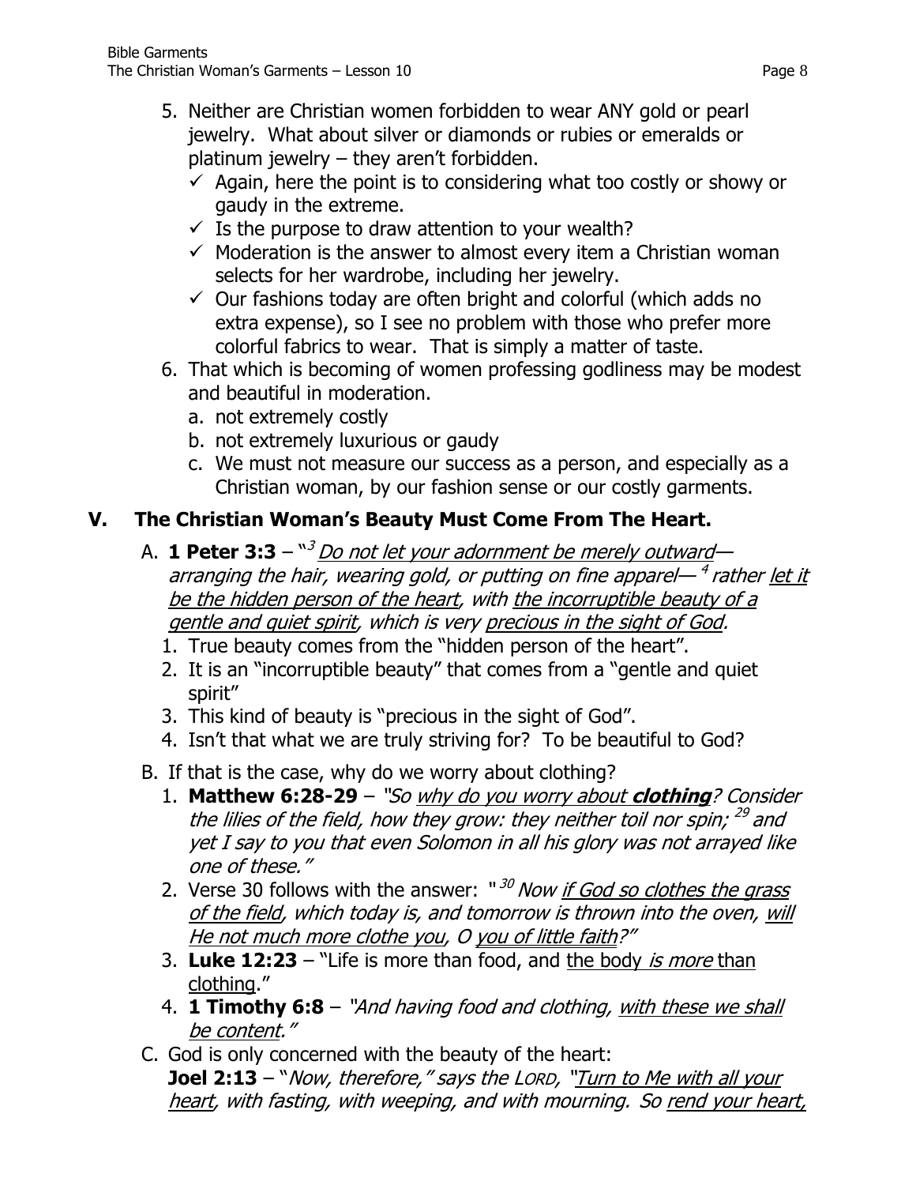5. Neither are Christian women forbidden to wear ANY gold or pearl jewelry. What about silver or diamonds or rubies or emeralds or platinum jewelry – they aren't forbidden.
   - ✓ Again, here the point is to considering what too costly or showy or gaudy in the extreme.
   - ✓ Is the purpose to draw attention to your wealth?
   - ✓ Moderation is the answer to almost every item a Christian woman selects for her wardrobe, including her jewelry.
   - ✓ Our fashions today are often bright and colorful (which adds no extra expense), so I see no problem with those who prefer more colorful fabrics to wear. That is simply a matter of taste.
6. That which is becoming of women professing godliness may be modest and beautiful in moderation.
   a. not extremely costly
   b. not extremely luxurious or gaudy
   c. We must not measure our success as a person, and especially as a Christian woman, by our fashion sense or our costly garments.

## V. The Christian Woman's Beauty Must Come From The Heart.

A. **1 Peter 3:3** – "[3] *Do not let your adornment be merely outward— arranging the hair, wearing gold, or putting on fine apparel— [4] rather let it be the hidden person of the heart, with the incorruptible beauty of a gentle and quiet spirit, which is very precious in the sight of God.*
   1. True beauty comes from the "hidden person of the heart".
   2. It is an "incorruptible beauty" that comes from a "gentle and quiet spirit"
   3. This kind of beauty is "precious in the sight of God".
   4. Isn't that what we are truly striving for? To be beautiful to God?

B. If that is the case, why do we worry about clothing?
   1. **Matthew 6:28-29** – *"So why do you worry about* ***clothing****? Consider the lilies of the field, how they grow: they neither toil nor spin; [29] and yet I say to you that even Solomon in all his glory was not arrayed like one of these."*
   2. Verse 30 follows with the answer: "[30] *Now if God so clothes the grass of the field, which today is, and tomorrow is thrown into the oven, will He not much more clothe you, O you of little faith?"*
   3. **Luke 12:23** – "Life is more than food, and the body *is more* than clothing."
   4. **1 Timothy 6:8** – *"And having food and clothing, with these we shall be content."*

C. God is only concerned with the beauty of the heart:
   **Joel 2:13** – "*Now, therefore," says the* LORD*, "Turn to Me with all your heart, with fasting, with weeping, and with mourning. So rend your heart,*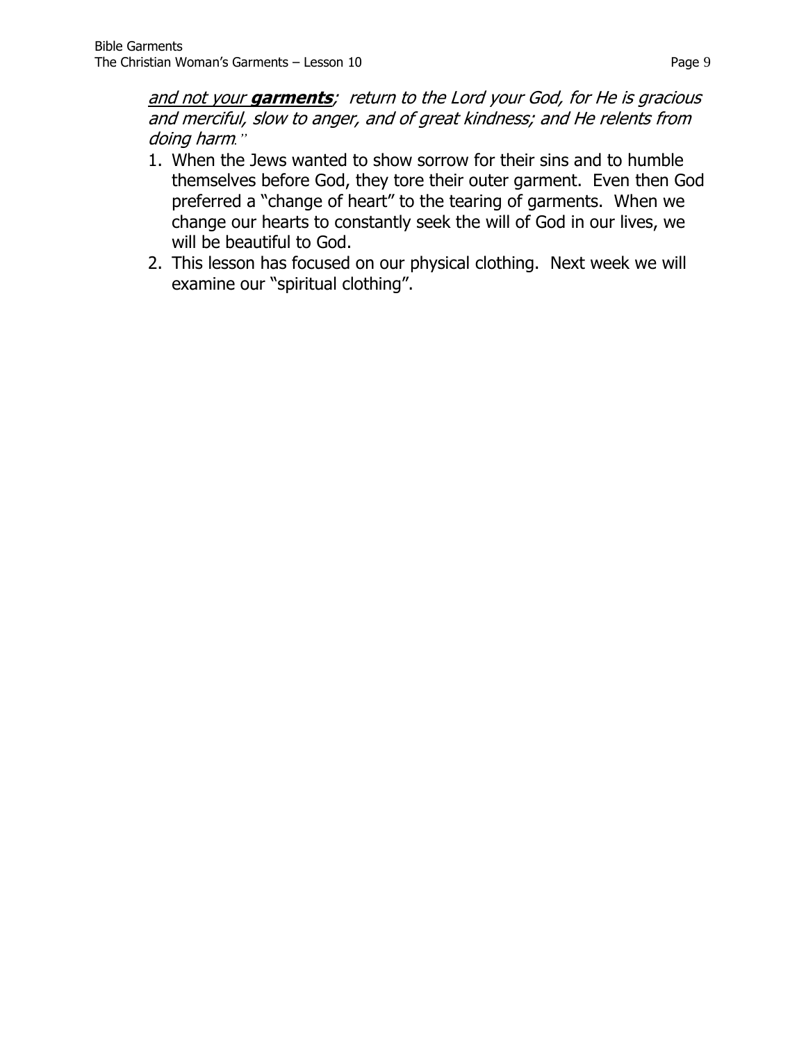*and not your **garments**; return to the Lord your God, for He is gracious and merciful, slow to anger, and of great kindness; and He relents from doing harm."*

1. When the Jews wanted to show sorrow for their sins and to humble themselves before God, they tore their outer garment. Even then God preferred a "change of heart" to the tearing of garments. When we change our hearts to constantly seek the will of God in our lives, we will be beautiful to God.
2. This lesson has focused on our physical clothing. Next week we will examine our "spiritual clothing".